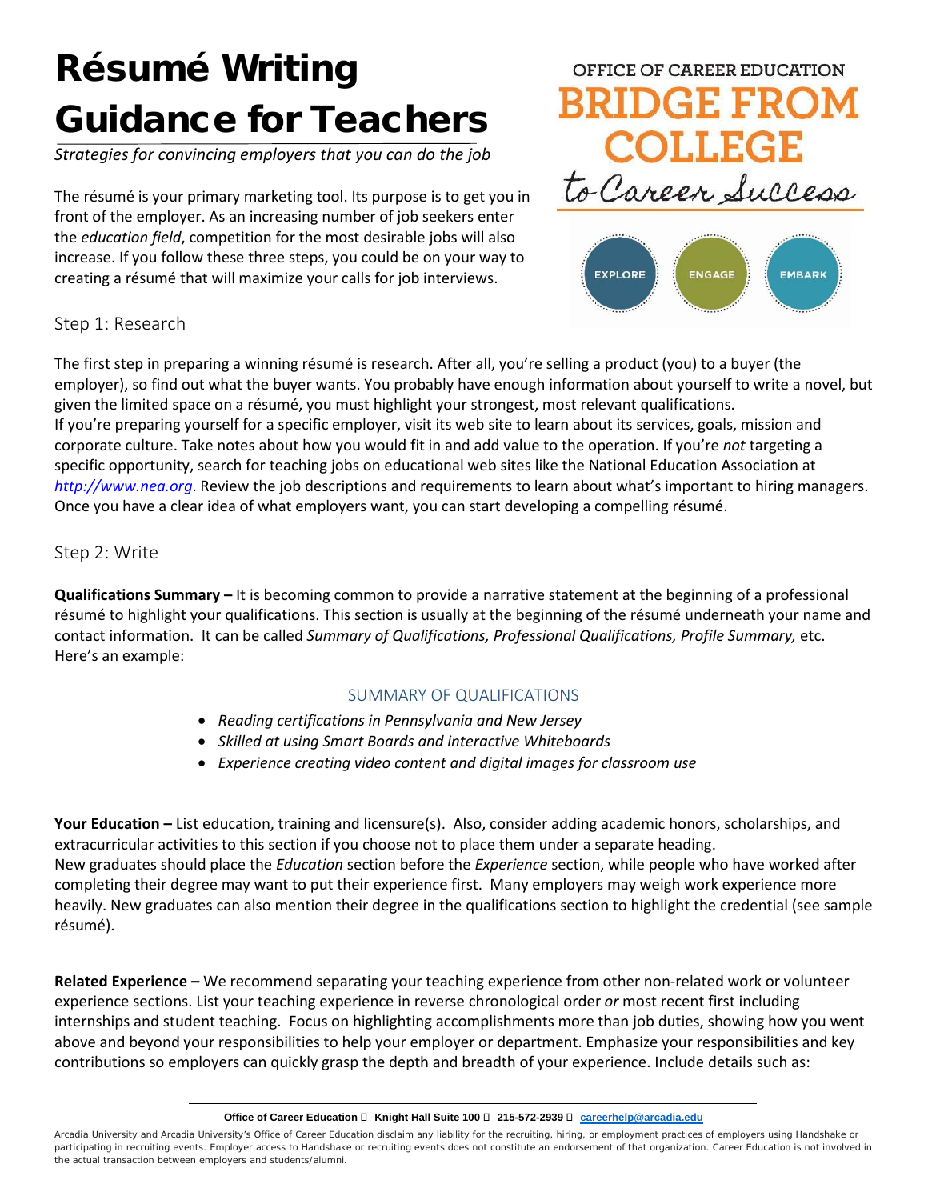# Résumé Writing Guidance for Teachers

*Strategies for convincing employers that you can do the job*

OFFICE OF CAREER EDUCATION
BRIDGE FROM COLLEGE to Career Success
EXPLORE ENGAGE EMBARK

The résumé is your primary marketing tool. Its purpose is to get you in front of the employer. As an increasing number of job seekers enter the *education field*, competition for the most desirable jobs will also increase. If you follow these three steps, you could be on your way to creating a résumé that will maximize your calls for job interviews.

## Step 1: Research

The first step in preparing a winning résumé is research. After all, you're selling a product (you) to a buyer (the employer), so find out what the buyer wants. You probably have enough information about yourself to write a novel, but given the limited space on a résumé, you must highlight your strongest, most relevant qualifications.
If you're preparing yourself for a specific employer, visit its web site to learn about its services, goals, mission and corporate culture. Take notes about how you would fit in and add value to the operation. If you're *not* targeting a specific opportunity, search for teaching jobs on educational web sites like the National Education Association at *http://www.nea.org*. Review the job descriptions and requirements to learn about what's important to hiring managers. Once you have a clear idea of what employers want, you can start developing a compelling résumé.

## Step 2: Write

**Qualifications Summary –** It is becoming common to provide a narrative statement at the beginning of a professional résumé to highlight your qualifications. This section is usually at the beginning of the résumé underneath your name and contact information. It can be called *Summary of Qualifications, Professional Qualifications, Profile Summary,* etc. Here's an example:

SUMMARY OF QUALIFICATIONS

- *Reading certifications in Pennsylvania and New Jersey*
- *Skilled at using Smart Boards and interactive Whiteboards*
- *Experience creating video content and digital images for classroom use*

**Your Education –** List education, training and licensure(s). Also, consider adding academic honors, scholarships, and extracurricular activities to this section if you choose not to place them under a separate heading.
New graduates should place the *Education* section before the *Experience* section, while people who have worked after completing their degree may want to put their experience first. Many employers may weigh work experience more heavily. New graduates can also mention their degree in the qualifications section to highlight the credential (see sample résumé).

**Related Experience –** We recommend separating your teaching experience from other non-related work or volunteer experience sections. List your teaching experience in reverse chronological order *or* most recent first including internships and student teaching. Focus on highlighting accomplishments more than job duties, showing how you went above and beyond your responsibilities to help your employer or department. Emphasize your responsibilities and key contributions so employers can quickly grasp the depth and breadth of your experience. Include details such as:

Office of Career Education  Knight Hall Suite 100  215-572-2939  careerhelp@arcadia.edu

Arcadia University and Arcadia University's Office of Career Education disclaim any liability for the recruiting, hiring, or employment practices of employers using Handshake or participating in recruiting events. Employer access to Handshake or recruiting events does not constitute an endorsement of that organization. Career Education is not involved in the actual transaction between employers and students/alumni.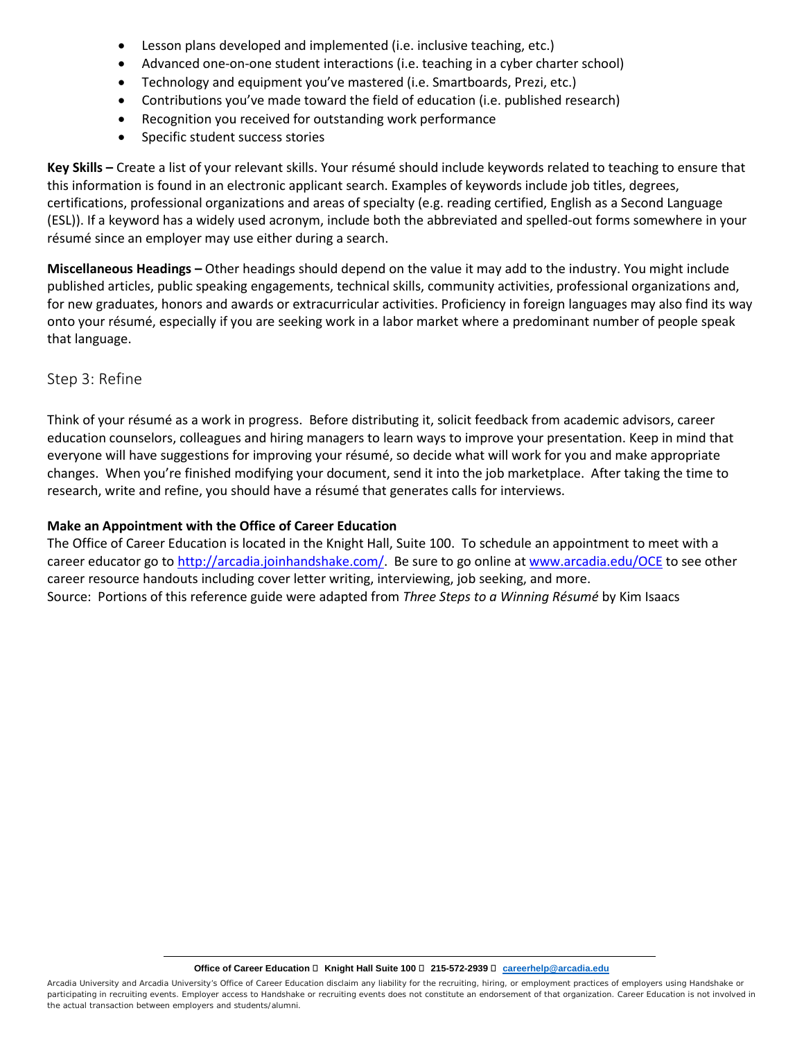- Lesson plans developed and implemented (i.e. inclusive teaching, etc.)
- Advanced one-on-one student interactions (i.e. teaching in a cyber charter school)
- Technology and equipment you've mastered (i.e. Smartboards, Prezi, etc.)
- Contributions you've made toward the field of education (i.e. published research)
- Recognition you received for outstanding work performance
- Specific student success stories

**Key Skills –** Create a list of your relevant skills. Your résumé should include keywords related to teaching to ensure that this information is found in an electronic applicant search. Examples of keywords include job titles, degrees, certifications, professional organizations and areas of specialty (e.g. reading certified, English as a Second Language (ESL)). If a keyword has a widely used acronym, include both the abbreviated and spelled-out forms somewhere in your résumé since an employer may use either during a search.

**Miscellaneous Headings –** Other headings should depend on the value it may add to the industry. You might include published articles, public speaking engagements, technical skills, community activities, professional organizations and, for new graduates, honors and awards or extracurricular activities. Proficiency in foreign languages may also find its way onto your résumé, especially if you are seeking work in a labor market where a predominant number of people speak that language.

## Step 3: Refine

Think of your résumé as a work in progress. Before distributing it, solicit feedback from academic advisors, career education counselors, colleagues and hiring managers to learn ways to improve your presentation. Keep in mind that everyone will have suggestions for improving your résumé, so decide what will work for you and make appropriate changes. When you're finished modifying your document, send it into the job marketplace. After taking the time to research, write and refine, you should have a résumé that generates calls for interviews.

**Make an Appointment with the Office of Career Education**

The Office of Career Education is located in the Knight Hall, Suite 100. To schedule an appointment to meet with a career educator go to http://arcadia.joinhandshake.com/. Be sure to go online at www.arcadia.edu/OCE to see other career resource handouts including cover letter writing, interviewing, job seeking, and more.
Source: Portions of this reference guide were adapted from *Three Steps to a Winning Résumé* by Kim Isaacs

**Office of Career Education Knight Hall Suite 100 215-572-2939 careerhelp@arcadia.edu**

Arcadia University and Arcadia University's Office of Career Education disclaim any liability for the recruiting, hiring, or employment practices of employers using Handshake or participating in recruiting events. Employer access to Handshake or recruiting events does not constitute an endorsement of that organization. Career Education is not involved in the actual transaction between employers and students/alumni.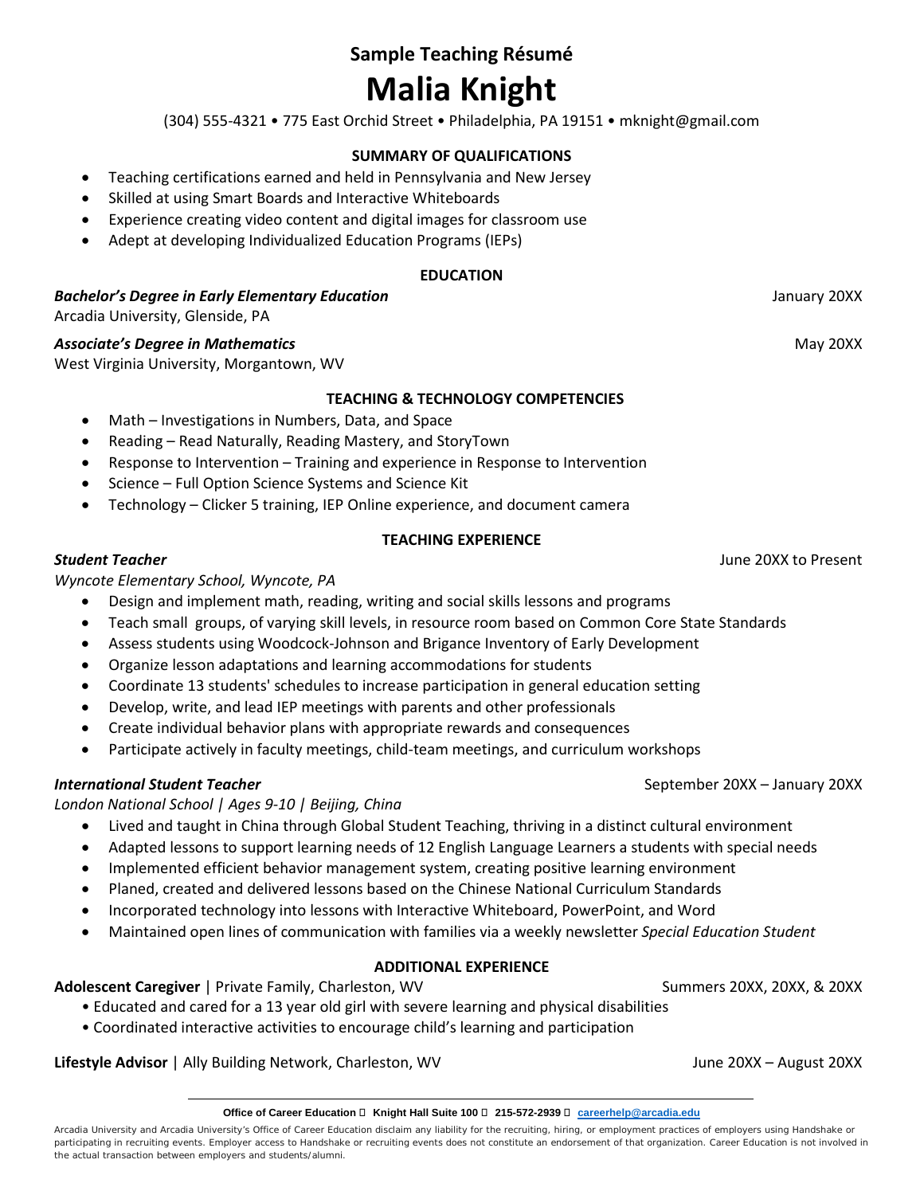**Sample Teaching Résumé**

# Malia Knight

(304) 555-4321 • 775 East Orchid Street • Philadelphia, PA 19151 • mknight@gmail.com

## SUMMARY OF QUALIFICATIONS

- Teaching certifications earned and held in Pennsylvania and New Jersey
- Skilled at using Smart Boards and Interactive Whiteboards
- Experience creating video content and digital images for classroom use
- Adept at developing Individualized Education Programs (IEPs)

## EDUCATION

***Bachelor's Degree in Early Elementary Education*** — January 20XX
Arcadia University, Glenside, PA

***Associate's Degree in Mathematics*** — May 20XX
West Virginia University, Morgantown, WV

## TEACHING & TECHNOLOGY COMPETENCIES

- Math – Investigations in Numbers, Data, and Space
- Reading – Read Naturally, Reading Mastery, and StoryTown
- Response to Intervention – Training and experience in Response to Intervention
- Science – Full Option Science Systems and Science Kit
- Technology – Clicker 5 training, IEP Online experience, and document camera

## TEACHING EXPERIENCE

***Student Teacher*** — June 20XX to Present
*Wyncote Elementary School, Wyncote, PA*

- Design and implement math, reading, writing and social skills lessons and programs
- Teach small groups, of varying skill levels, in resource room based on Common Core State Standards
- Assess students using Woodcock-Johnson and Brigance Inventory of Early Development
- Organize lesson adaptations and learning accommodations for students
- Coordinate 13 students' schedules to increase participation in general education setting
- Develop, write, and lead IEP meetings with parents and other professionals
- Create individual behavior plans with appropriate rewards and consequences
- Participate actively in faculty meetings, child-team meetings, and curriculum workshops

***International Student Teacher*** — September 20XX – January 20XX
*London National School | Ages 9-10 | Beijing, China*

- Lived and taught in China through Global Student Teaching, thriving in a distinct cultural environment
- Adapted lessons to support learning needs of 12 English Language Learners a students with special needs
- Implemented efficient behavior management system, creating positive learning environment
- Planed, created and delivered lessons based on the Chinese National Curriculum Standards
- Incorporated technology into lessons with Interactive Whiteboard, PowerPoint, and Word
- Maintained open lines of communication with families via a weekly newsletter *Special Education Student*

## ADDITIONAL EXPERIENCE

**Adolescent Caregiver** | Private Family, Charleston, WV — Summers 20XX, 20XX, & 20XX

- Educated and cared for a 13 year old girl with severe learning and physical disabilities
- Coordinated interactive activities to encourage child's learning and participation

**Lifestyle Advisor** | Ally Building Network, Charleston, WV — June 20XX – August 20XX

**Office of Career Education • Knight Hall Suite 100 • 215-572-2939 • careerhelp@arcadia.edu**

Arcadia University and Arcadia University's Office of Career Education disclaim any liability for the recruiting, hiring, or employment practices of employers using Handshake or participating in recruiting events. Employer access to Handshake or recruiting events does not constitute an endorsement of that organization. Career Education is not involved in the actual transaction between employers and students/alumni.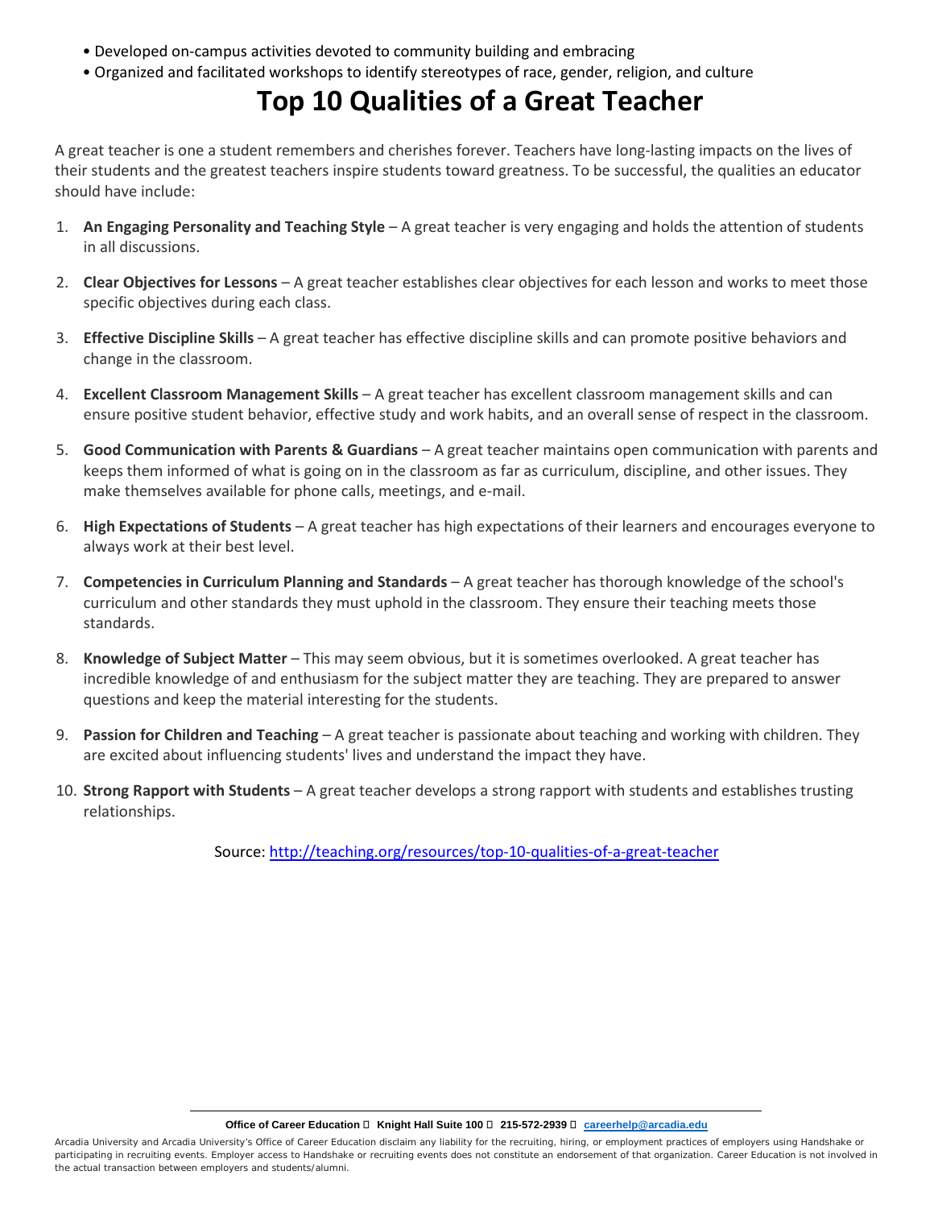- Developed on-campus activities devoted to community building and embracing
- Organized and facilitated workshops to identify stereotypes of race, gender, religion, and culture

# Top 10 Qualities of a Great Teacher

A great teacher is one a student remembers and cherishes forever. Teachers have long-lasting impacts on the lives of their students and the greatest teachers inspire students toward greatness. To be successful, the qualities an educator should have include:

1. **An Engaging Personality and Teaching Style** – A great teacher is very engaging and holds the attention of students in all discussions.
2. **Clear Objectives for Lessons** – A great teacher establishes clear objectives for each lesson and works to meet those specific objectives during each class.
3. **Effective Discipline Skills** – A great teacher has effective discipline skills and can promote positive behaviors and change in the classroom.
4. **Excellent Classroom Management Skills** – A great teacher has excellent classroom management skills and can ensure positive student behavior, effective study and work habits, and an overall sense of respect in the classroom.
5. **Good Communication with Parents & Guardians** – A great teacher maintains open communication with parents and keeps them informed of what is going on in the classroom as far as curriculum, discipline, and other issues. They make themselves available for phone calls, meetings, and e-mail.
6. **High Expectations of Students** – A great teacher has high expectations of their learners and encourages everyone to always work at their best level.
7. **Competencies in Curriculum Planning and Standards** – A great teacher has thorough knowledge of the school's curriculum and other standards they must uphold in the classroom. They ensure their teaching meets those standards.
8. **Knowledge of Subject Matter** – This may seem obvious, but it is sometimes overlooked. A great teacher has incredible knowledge of and enthusiasm for the subject matter they are teaching. They are prepared to answer questions and keep the material interesting for the students.
9. **Passion for Children and Teaching** – A great teacher is passionate about teaching and working with children. They are excited about influencing students' lives and understand the impact they have.
10. **Strong Rapport with Students** – A great teacher develops a strong rapport with students and establishes trusting relationships.

Source: [http://teaching.org/resources/top-10-qualities-of-a-great-teacher](http://teaching.org/resources/top-10-qualities-of-a-great-teacher)

**Office of Career Education  Knight Hall Suite 100  215-572-2939  careerhelp@arcadia.edu**

Arcadia University and Arcadia University's Office of Career Education disclaim any liability for the recruiting, hiring, or employment practices of employers using Handshake or participating in recruiting events. Employer access to Handshake or recruiting events does not constitute an endorsement of that organization. Career Education is not involved in the actual transaction between employers and students/alumni.